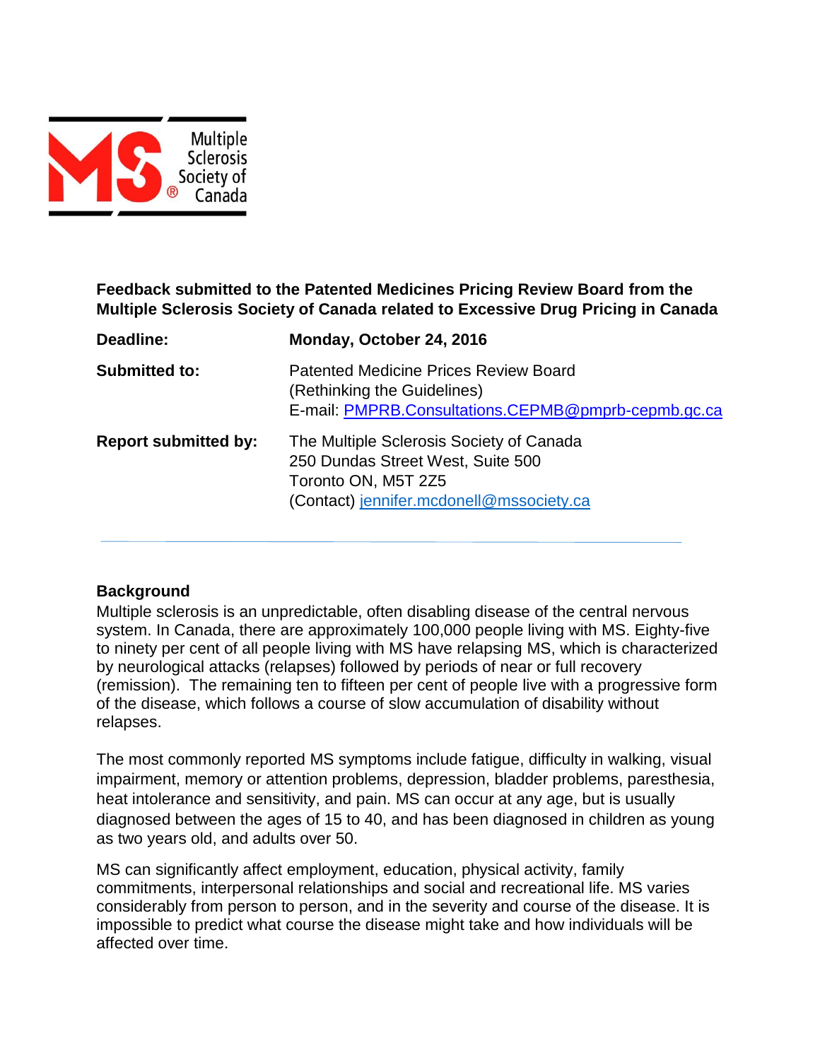Multiple Sclerosis Society of Canada

**Feedback submitted to the Patented Medicines Pricing Review Board from the Multiple Sclerosis Society of Canada related to Excessive Drug Pricing in Canada**

| | |
|---|---|
| **Deadline:** | **Monday, October 24, 2016** |
| **Submitted to:** | Patented Medicine Prices Review Board<br>(Rethinking the Guidelines)<br>E-mail: PMPRB.Consultations.CEPMB@pmprb-cepmb.gc.ca |
| **Report submitted by:** | The Multiple Sclerosis Society of Canada<br>250 Dundas Street West, Suite 500<br>Toronto ON, M5T 2Z5<br>(Contact) jennifer.mcdonell@mssociety.ca |

---

## Background

Multiple sclerosis is an unpredictable, often disabling disease of the central nervous system. In Canada, there are approximately 100,000 people living with MS. Eighty-five to ninety per cent of all people living with MS have relapsing MS, which is characterized by neurological attacks (relapses) followed by periods of near or full recovery (remission). The remaining ten to fifteen per cent of people live with a progressive form of the disease, which follows a course of slow accumulation of disability without relapses.

The most commonly reported MS symptoms include fatigue, difficulty in walking, visual impairment, memory or attention problems, depression, bladder problems, paresthesia, heat intolerance and sensitivity, and pain. MS can occur at any age, but is usually diagnosed between the ages of 15 to 40, and has been diagnosed in children as young as two years old, and adults over 50.

MS can significantly affect employment, education, physical activity, family commitments, interpersonal relationships and social and recreational life. MS varies considerably from person to person, and in the severity and course of the disease. It is impossible to predict what course the disease might take and how individuals will be affected over time.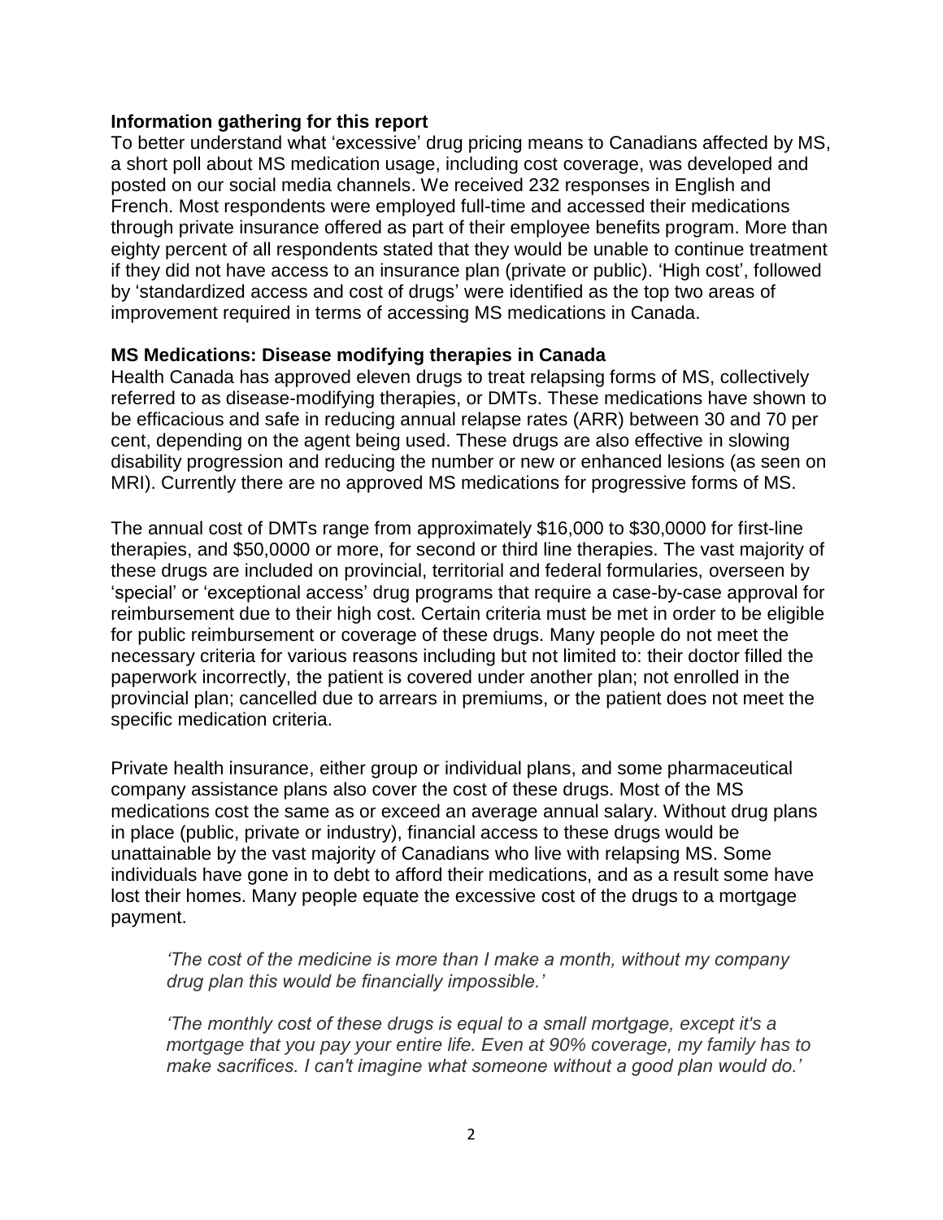**Information gathering for this report**

To better understand what 'excessive' drug pricing means to Canadians affected by MS, a short poll about MS medication usage, including cost coverage, was developed and posted on our social media channels. We received 232 responses in English and French. Most respondents were employed full-time and accessed their medications through private insurance offered as part of their employee benefits program. More than eighty percent of all respondents stated that they would be unable to continue treatment if they did not have access to an insurance plan (private or public). 'High cost', followed by 'standardized access and cost of drugs' were identified as the top two areas of improvement required in terms of accessing MS medications in Canada.

**MS Medications: Disease modifying therapies in Canada**

Health Canada has approved eleven drugs to treat relapsing forms of MS, collectively referred to as disease-modifying therapies, or DMTs. These medications have shown to be efficacious and safe in reducing annual relapse rates (ARR) between 30 and 70 per cent, depending on the agent being used. These drugs are also effective in slowing disability progression and reducing the number or new or enhanced lesions (as seen on MRI). Currently there are no approved MS medications for progressive forms of MS.

The annual cost of DMTs range from approximately $16,000 to $30,0000 for first-line therapies, and $50,0000 or more, for second or third line therapies. The vast majority of these drugs are included on provincial, territorial and federal formularies, overseen by 'special' or 'exceptional access' drug programs that require a case-by-case approval for reimbursement due to their high cost. Certain criteria must be met in order to be eligible for public reimbursement or coverage of these drugs. Many people do not meet the necessary criteria for various reasons including but not limited to: their doctor filled the paperwork incorrectly, the patient is covered under another plan; not enrolled in the provincial plan; cancelled due to arrears in premiums, or the patient does not meet the specific medication criteria.

Private health insurance, either group or individual plans, and some pharmaceutical company assistance plans also cover the cost of these drugs. Most of the MS medications cost the same as or exceed an average annual salary. Without drug plans in place (public, private or industry), financial access to these drugs would be unattainable by the vast majority of Canadians who live with relapsing MS. Some individuals have gone in to debt to afford their medications, and as a result some have lost their homes. Many people equate the excessive cost of the drugs to a mortgage payment.

> *'The cost of the medicine is more than I make a month, without my company drug plan this would be financially impossible.'*
>
> *'The monthly cost of these drugs is equal to a small mortgage, except it's a mortgage that you pay your entire life. Even at 90% coverage, my family has to make sacrifices. I can't imagine what someone without a good plan would do.'*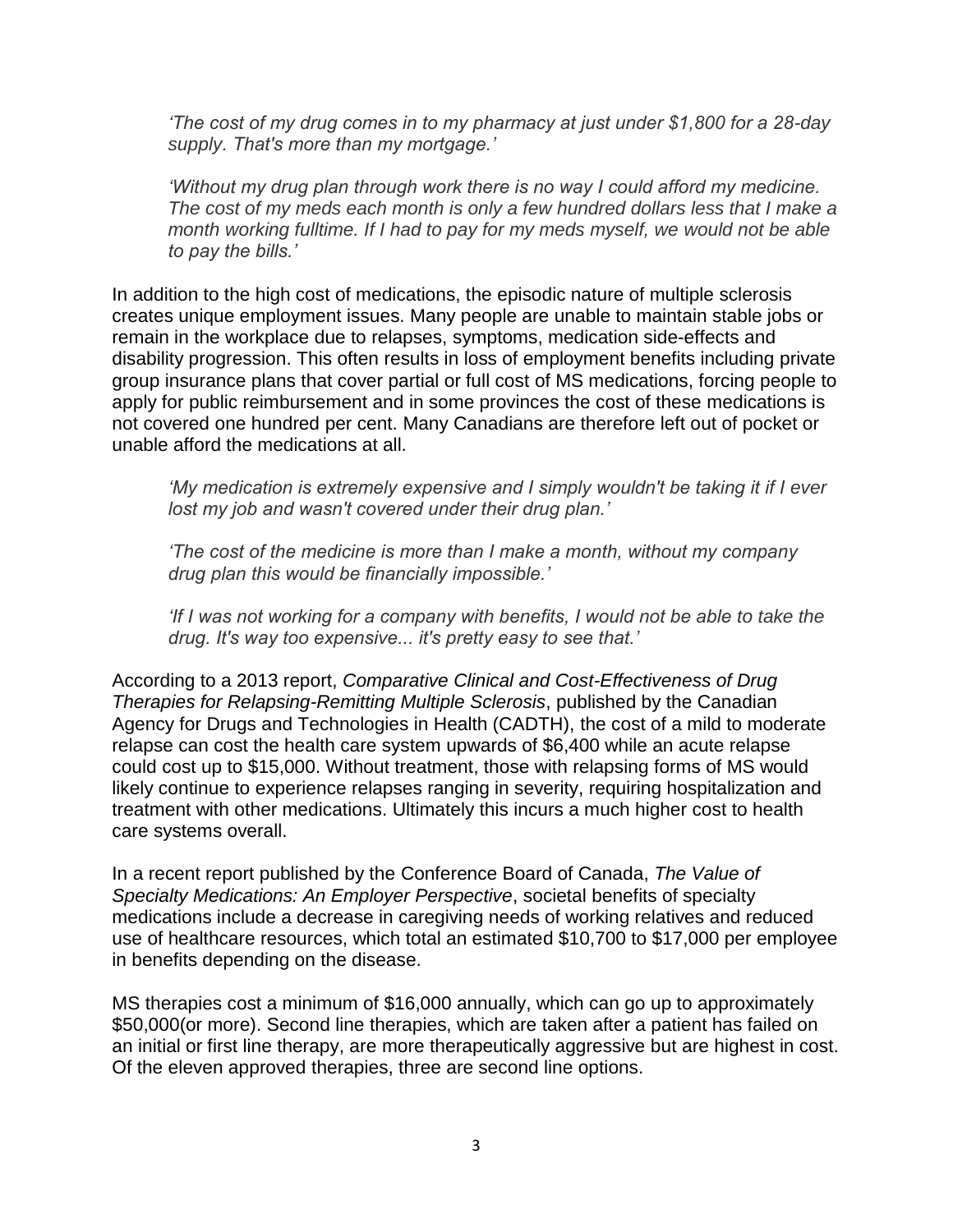*'The cost of my drug comes in to my pharmacy at just under $1,800 for a 28-day supply. That's more than my mortgage.'*

*'Without my drug plan through work there is no way I could afford my medicine. The cost of my meds each month is only a few hundred dollars less that I make a month working fulltime. If I had to pay for my meds myself, we would not be able to pay the bills.'*

In addition to the high cost of medications, the episodic nature of multiple sclerosis creates unique employment issues. Many people are unable to maintain stable jobs or remain in the workplace due to relapses, symptoms, medication side-effects and disability progression. This often results in loss of employment benefits including private group insurance plans that cover partial or full cost of MS medications, forcing people to apply for public reimbursement and in some provinces the cost of these medications is not covered one hundred per cent. Many Canadians are therefore left out of pocket or unable afford the medications at all.

*'My medication is extremely expensive and I simply wouldn't be taking it if I ever lost my job and wasn't covered under their drug plan.'*

*'The cost of the medicine is more than I make a month, without my company drug plan this would be financially impossible.'*

*'If I was not working for a company with benefits, I would not be able to take the drug. It's way too expensive... it's pretty easy to see that.'*

According to a 2013 report, *Comparative Clinical and Cost-Effectiveness of Drug Therapies for Relapsing-Remitting Multiple Sclerosis*, published by the Canadian Agency for Drugs and Technologies in Health (CADTH), the cost of a mild to moderate relapse can cost the health care system upwards of $6,400 while an acute relapse could cost up to $15,000. Without treatment, those with relapsing forms of MS would likely continue to experience relapses ranging in severity, requiring hospitalization and treatment with other medications. Ultimately this incurs a much higher cost to health care systems overall.

In a recent report published by the Conference Board of Canada, *The Value of Specialty Medications: An Employer Perspective*, societal benefits of specialty medications include a decrease in caregiving needs of working relatives and reduced use of healthcare resources, which total an estimated $10,700 to $17,000 per employee in benefits depending on the disease.

MS therapies cost a minimum of $16,000 annually, which can go up to approximately $50,000(or more). Second line therapies, which are taken after a patient has failed on an initial or first line therapy, are more therapeutically aggressive but are highest in cost. Of the eleven approved therapies, three are second line options.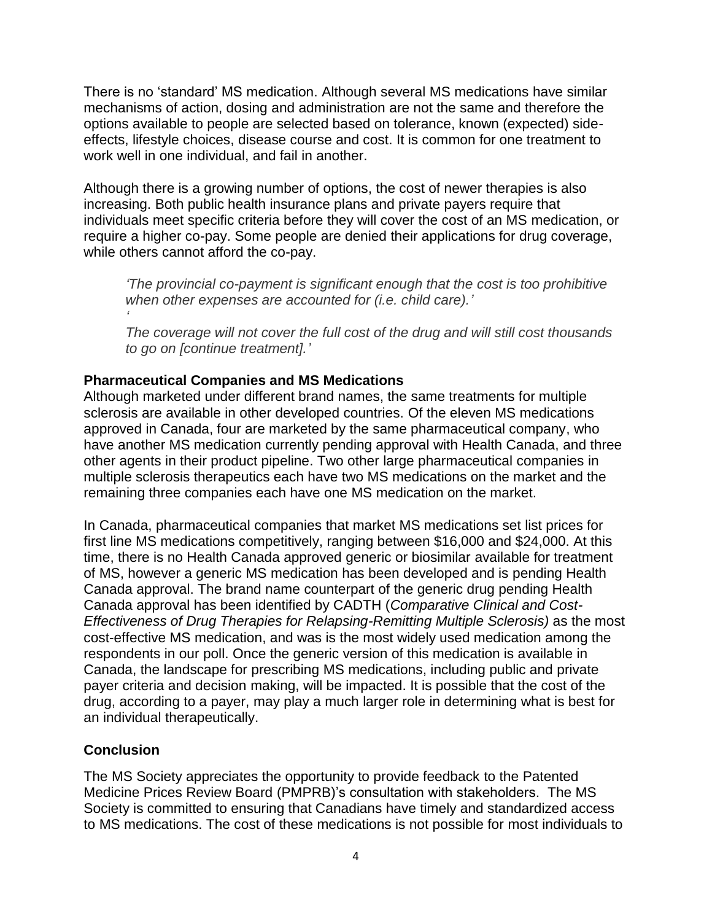There is no 'standard' MS medication. Although several MS medications have similar mechanisms of action, dosing and administration are not the same and therefore the options available to people are selected based on tolerance, known (expected) side-effects, lifestyle choices, disease course and cost. It is common for one treatment to work well in one individual, and fail in another.

Although there is a growing number of options, the cost of newer therapies is also increasing. Both public health insurance plans and private payers require that individuals meet specific criteria before they will cover the cost of an MS medication, or require a higher co-pay. Some people are denied their applications for drug coverage, while others cannot afford the co-pay.

> *'The provincial co-payment is significant enough that the cost is too prohibitive when other expenses are accounted for (i.e. child care).'*
>
> *'*
>
> *The coverage will not cover the full cost of the drug and will still cost thousands to go on [continue treatment].'*

**Pharmaceutical Companies and MS Medications**

Although marketed under different brand names, the same treatments for multiple sclerosis are available in other developed countries. Of the eleven MS medications approved in Canada, four are marketed by the same pharmaceutical company, who have another MS medication currently pending approval with Health Canada, and three other agents in their product pipeline. Two other large pharmaceutical companies in multiple sclerosis therapeutics each have two MS medications on the market and the remaining three companies each have one MS medication on the market.

In Canada, pharmaceutical companies that market MS medications set list prices for first line MS medications competitively, ranging between $16,000 and $24,000. At this time, there is no Health Canada approved generic or biosimilar available for treatment of MS, however a generic MS medication has been developed and is pending Health Canada approval. The brand name counterpart of the generic drug pending Health Canada approval has been identified by CADTH (*Comparative Clinical and Cost-Effectiveness of Drug Therapies for Relapsing-Remitting Multiple Sclerosis)* as the most cost-effective MS medication, and was is the most widely used medication among the respondents in our poll. Once the generic version of this medication is available in Canada, the landscape for prescribing MS medications, including public and private payer criteria and decision making, will be impacted. It is possible that the cost of the drug, according to a payer, may play a much larger role in determining what is best for an individual therapeutically.

**Conclusion**

The MS Society appreciates the opportunity to provide feedback to the Patented Medicine Prices Review Board (PMPRB)'s consultation with stakeholders. The MS Society is committed to ensuring that Canadians have timely and standardized access to MS medications. The cost of these medications is not possible for most individuals to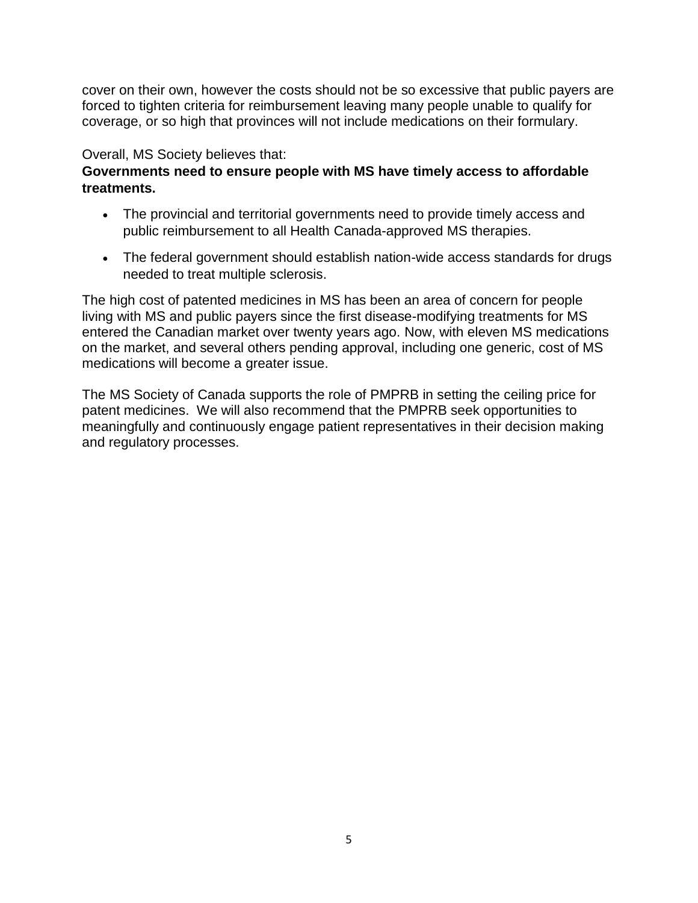cover on their own, however the costs should not be so excessive that public payers are forced to tighten criteria for reimbursement leaving many people unable to qualify for coverage, or so high that provinces will not include medications on their formulary.

Overall, MS Society believes that:
**Governments need to ensure people with MS have timely access to affordable treatments.**

- The provincial and territorial governments need to provide timely access and public reimbursement to all Health Canada-approved MS therapies.
- The federal government should establish nation-wide access standards for drugs needed to treat multiple sclerosis.

The high cost of patented medicines in MS has been an area of concern for people living with MS and public payers since the first disease-modifying treatments for MS entered the Canadian market over twenty years ago. Now, with eleven MS medications on the market, and several others pending approval, including one generic, cost of MS medications will become a greater issue.

The MS Society of Canada supports the role of PMPRB in setting the ceiling price for patent medicines. We will also recommend that the PMPRB seek opportunities to meaningfully and continuously engage patient representatives in their decision making and regulatory processes.